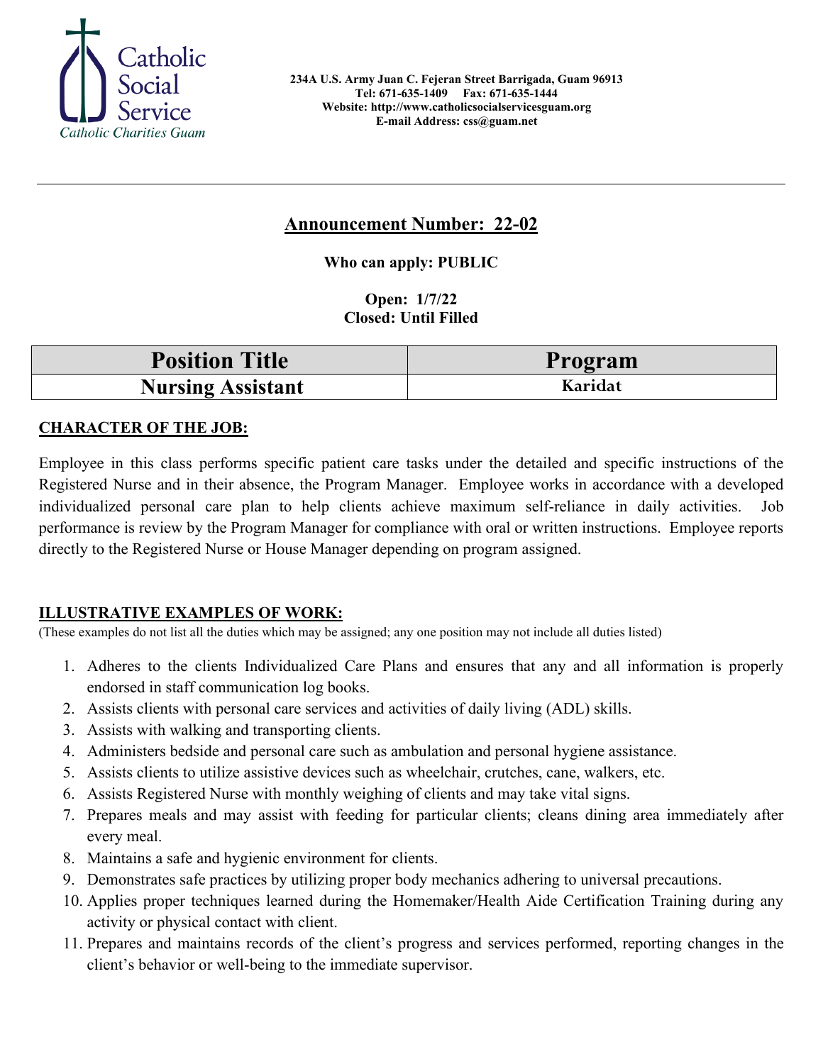Catholic Social Service
*Catholic Charities Guam*

**234A U.S. Army Juan C. Fejeran Street Barrigada, Guam 96913**
**Tel: 671-635-1409 Fax: 671-635-1444**
**Website: http://www.catholicsocialservicesguam.org**
**E-mail Address: css@guam.net**

---

## Announcement Number: 22-02

**Who can apply: PUBLIC**

**Open: 1/7/22**
**Closed: Until Filled**

| Position Title | Program |
|---|---|
| **Nursing Assistant** | **Karidat** |

**CHARACTER OF THE JOB:**

Employee in this class performs specific patient care tasks under the detailed and specific instructions of the Registered Nurse and in their absence, the Program Manager. Employee works in accordance with a developed individualized personal care plan to help clients achieve maximum self-reliance in daily activities. Job performance is review by the Program Manager for compliance with oral or written instructions. Employee reports directly to the Registered Nurse or House Manager depending on program assigned.

**ILLUSTRATIVE EXAMPLES OF WORK:**

(These examples do not list all the duties which may be assigned; any one position may not include all duties listed)

1. Adheres to the clients Individualized Care Plans and ensures that any and all information is properly endorsed in staff communication log books.
2. Assists clients with personal care services and activities of daily living (ADL) skills.
3. Assists with walking and transporting clients.
4. Administers bedside and personal care such as ambulation and personal hygiene assistance.
5. Assists clients to utilize assistive devices such as wheelchair, crutches, cane, walkers, etc.
6. Assists Registered Nurse with monthly weighing of clients and may take vital signs.
7. Prepares meals and may assist with feeding for particular clients; cleans dining area immediately after every meal.
8. Maintains a safe and hygienic environment for clients.
9. Demonstrates safe practices by utilizing proper body mechanics adhering to universal precautions.
10. Applies proper techniques learned during the Homemaker/Health Aide Certification Training during any activity or physical contact with client.
11. Prepares and maintains records of the client's progress and services performed, reporting changes in the client's behavior or well-being to the immediate supervisor.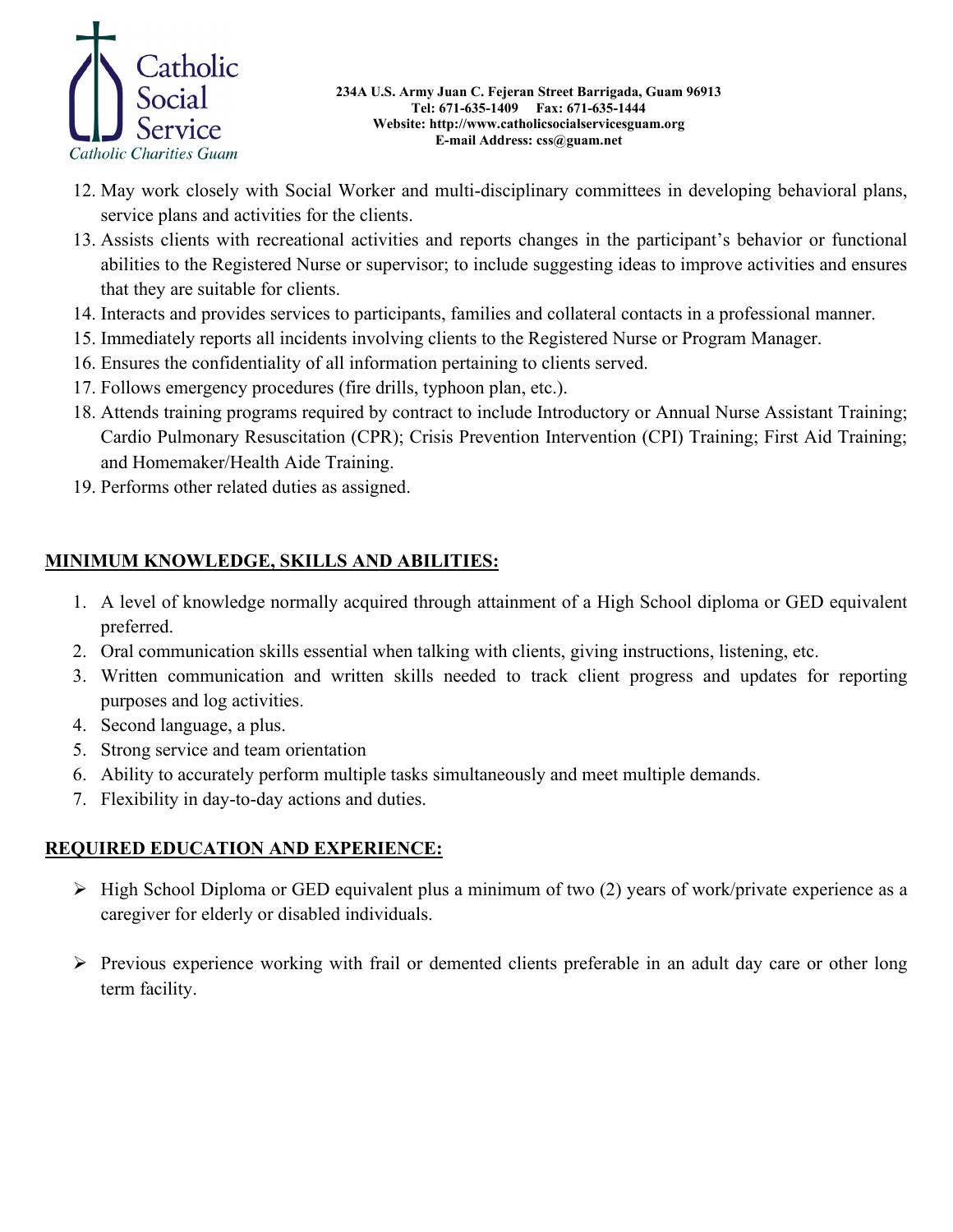12. May work closely with Social Worker and multi-disciplinary committees in developing behavioral plans, service plans and activities for the clients.
13. Assists clients with recreational activities and reports changes in the participant's behavior or functional abilities to the Registered Nurse or supervisor; to include suggesting ideas to improve activities and ensures that they are suitable for clients.
14. Interacts and provides services to participants, families and collateral contacts in a professional manner.
15. Immediately reports all incidents involving clients to the Registered Nurse or Program Manager.
16. Ensures the confidentiality of all information pertaining to clients served.
17. Follows emergency procedures (fire drills, typhoon plan, etc.).
18. Attends training programs required by contract to include Introductory or Annual Nurse Assistant Training; Cardio Pulmonary Resuscitation (CPR); Crisis Prevention Intervention (CPI) Training; First Aid Training; and Homemaker/Health Aide Training.
19. Performs other related duties as assigned.

## MINIMUM KNOWLEDGE, SKILLS AND ABILITIES:

1. A level of knowledge normally acquired through attainment of a High School diploma or GED equivalent preferred.
2. Oral communication skills essential when talking with clients, giving instructions, listening, etc.
3. Written communication and written skills needed to track client progress and updates for reporting purposes and log activities.
4. Second language, a plus.
5. Strong service and team orientation
6. Ability to accurately perform multiple tasks simultaneously and meet multiple demands.
7. Flexibility in day-to-day actions and duties.

## REQUIRED EDUCATION AND EXPERIENCE:

- High School Diploma or GED equivalent plus a minimum of two (2) years of work/private experience as a caregiver for elderly or disabled individuals.
- Previous experience working with frail or demented clients preferable in an adult day care or other long term facility.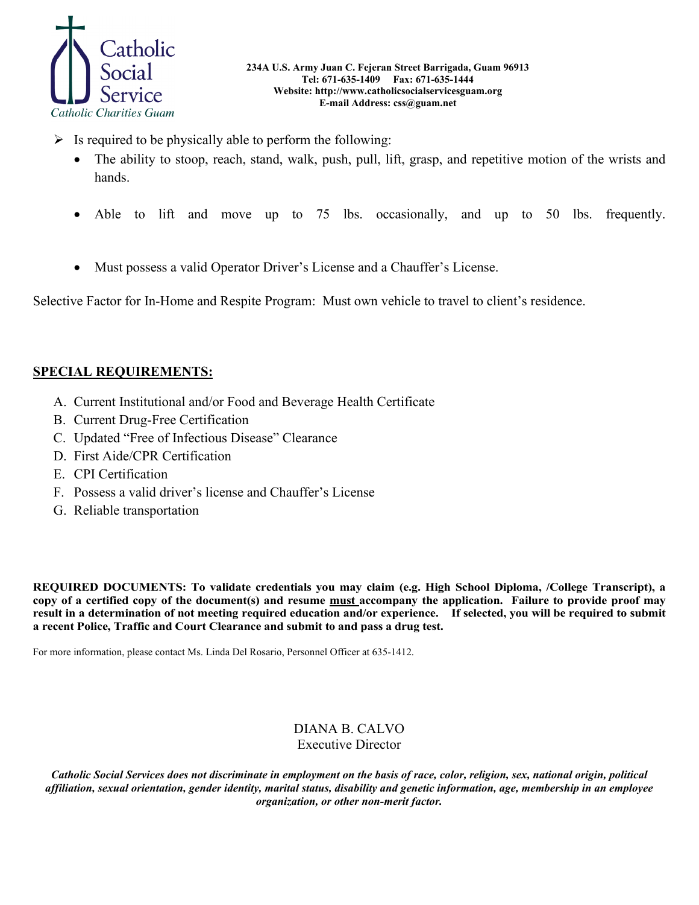234A U.S. Army Juan C. Fejeran Street Barrigada, Guam 96913
Tel: 671-635-1409 Fax: 671-635-1444
Website: http://www.catholicsocialservicesguam.org
E-mail Address: css@guam.net

- Is required to be physically able to perform the following:
  - The ability to stoop, reach, stand, walk, push, pull, lift, grasp, and repetitive motion of the wrists and hands.
  - Able to lift and move up to 75 lbs. occasionally, and up to 50 lbs. frequently.
  - Must possess a valid Operator Driver's License and a Chauffer's License.

Selective Factor for In-Home and Respite Program: Must own vehicle to travel to client's residence.

## SPECIAL REQUIREMENTS:

A. Current Institutional and/or Food and Beverage Health Certificate
B. Current Drug-Free Certification
C. Updated "Free of Infectious Disease" Clearance
D. First Aide/CPR Certification
E. CPI Certification
F. Possess a valid driver's license and Chauffer's License
G. Reliable transportation

**REQUIRED DOCUMENTS: To validate credentials you may claim (e.g. High School Diploma, /College Transcript), a copy of a certified copy of the document(s) and resume must accompany the application. Failure to provide proof may result in a determination of not meeting required education and/or experience. If selected, you will be required to submit a recent Police, Traffic and Court Clearance and submit to and pass a drug test.**

For more information, please contact Ms. Linda Del Rosario, Personnel Officer at 635-1412.

DIANA B. CALVO
Executive Director

***Catholic Social Services does not discriminate in employment on the basis of race, color, religion, sex, national origin, political affiliation, sexual orientation, gender identity, marital status, disability and genetic information, age, membership in an employee organization, or other non-merit factor.***